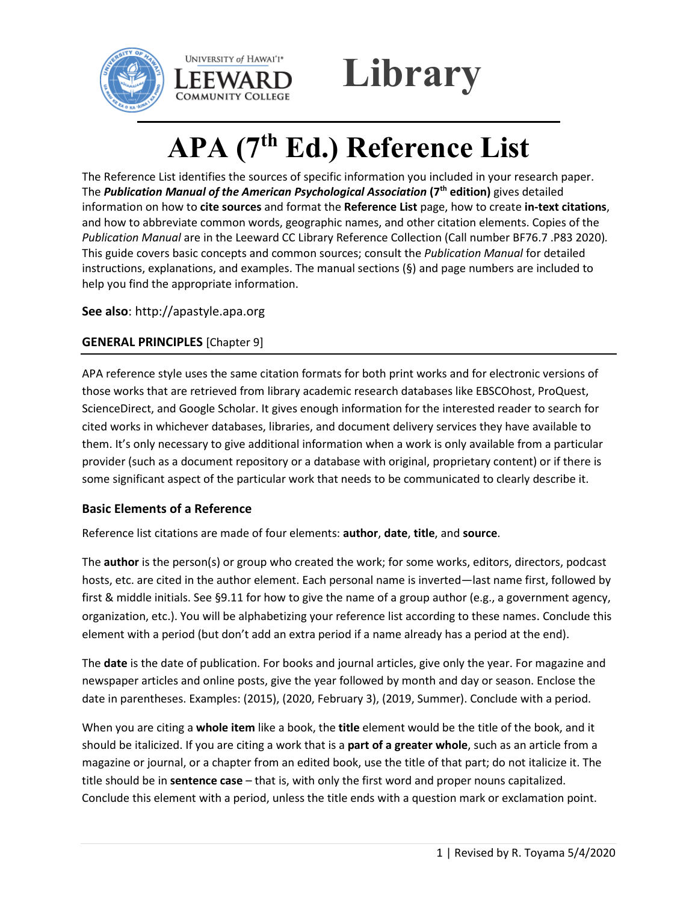# APA (7th Ed.) Reference List

The Reference List identifies the sources of specific information you included in your research paper. The ***Publication Manual of the American Psychological Association*** **(7th edition)** gives detailed information on how to **cite sources** and format the **Reference List** page, how to create **in-text citations**, and how to abbreviate common words, geographic names, and other citation elements. Copies of the *Publication Manual* are in the Leeward CC Library Reference Collection (Call number BF76.7 .P83 2020). This guide covers basic concepts and common sources; consult the *Publication Manual* for detailed instructions, explanations, and examples. The manual sections (§) and page numbers are included to help you find the appropriate information.

**See also**: http://apastyle.apa.org

## GENERAL PRINCIPLES [Chapter 9]

APA reference style uses the same citation formats for both print works and for electronic versions of those works that are retrieved from library academic research databases like EBSCOhost, ProQuest, ScienceDirect, and Google Scholar. It gives enough information for the interested reader to search for cited works in whichever databases, libraries, and document delivery services they have available to them. It's only necessary to give additional information when a work is only available from a particular provider (such as a document repository or a database with original, proprietary content) or if there is some significant aspect of the particular work that needs to be communicated to clearly describe it.

### Basic Elements of a Reference

Reference list citations are made of four elements: **author**, **date**, **title**, and **source**.

The **author** is the person(s) or group who created the work; for some works, editors, directors, podcast hosts, etc. are cited in the author element. Each personal name is inverted—last name first, followed by first & middle initials. See §9.11 for how to give the name of a group author (e.g., a government agency, organization, etc.). You will be alphabetizing your reference list according to these names. Conclude this element with a period (but don't add an extra period if a name already has a period at the end).

The **date** is the date of publication. For books and journal articles, give only the year. For magazine and newspaper articles and online posts, give the year followed by month and day or season. Enclose the date in parentheses. Examples: (2015), (2020, February 3), (2019, Summer). Conclude with a period.

When you are citing a **whole item** like a book, the **title** element would be the title of the book, and it should be italicized. If you are citing a work that is a **part of a greater whole**, such as an article from a magazine or journal, or a chapter from an edited book, use the title of that part; do not italicize it. The title should be in **sentence case** – that is, with only the first word and proper nouns capitalized. Conclude this element with a period, unless the title ends with a question mark or exclamation point.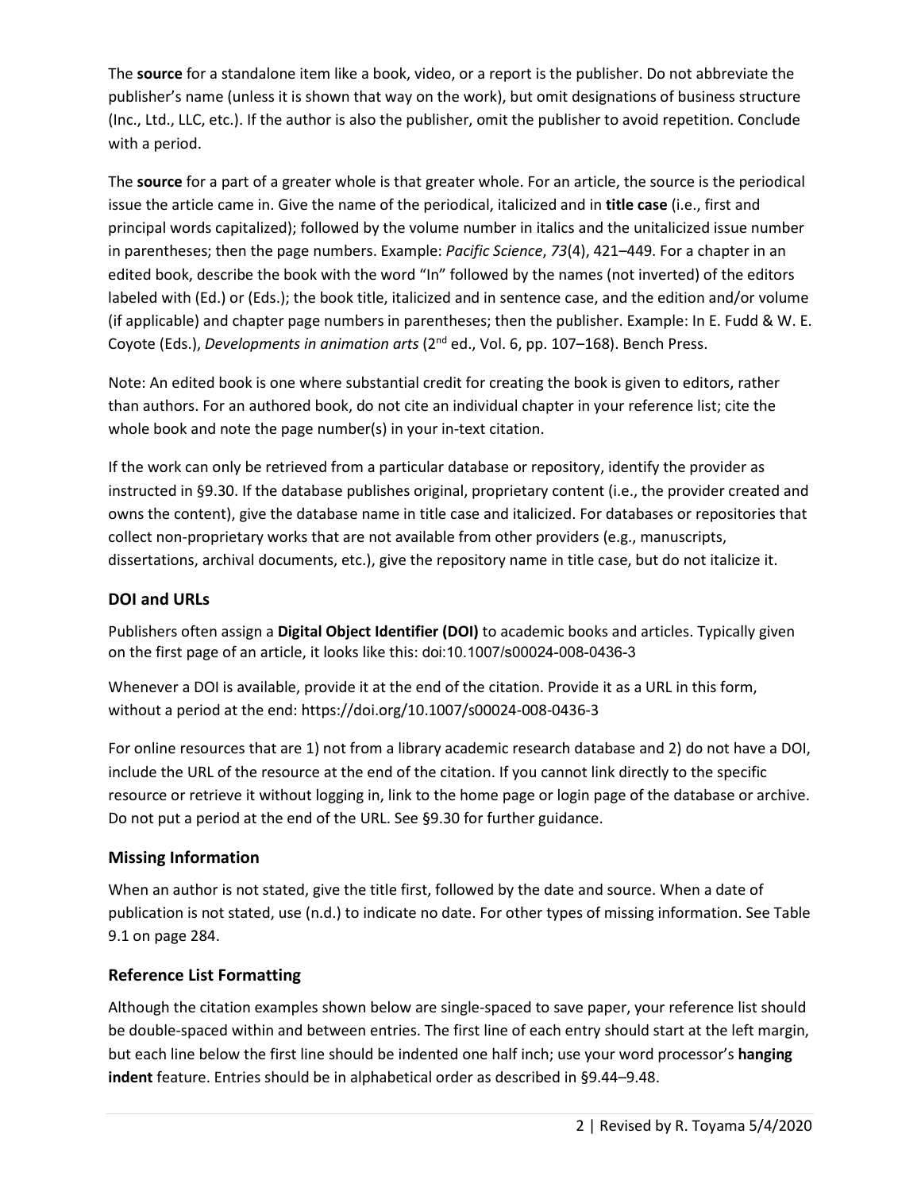The **source** for a standalone item like a book, video, or a report is the publisher. Do not abbreviate the publisher's name (unless it is shown that way on the work), but omit designations of business structure (Inc., Ltd., LLC, etc.). If the author is also the publisher, omit the publisher to avoid repetition. Conclude with a period.

The **source** for a part of a greater whole is that greater whole. For an article, the source is the periodical issue the article came in. Give the name of the periodical, italicized and in **title case** (i.e., first and principal words capitalized); followed by the volume number in italics and the unitalicized issue number in parentheses; then the page numbers. Example: *Pacific Science*, *73*(4), 421–449. For a chapter in an edited book, describe the book with the word "In" followed by the names (not inverted) of the editors labeled with (Ed.) or (Eds.); the book title, italicized and in sentence case, and the edition and/or volume (if applicable) and chapter page numbers in parentheses; then the publisher. Example: In E. Fudd & W. E. Coyote (Eds.), *Developments in animation arts* (2nd ed., Vol. 6, pp. 107–168). Bench Press.

Note: An edited book is one where substantial credit for creating the book is given to editors, rather than authors. For an authored book, do not cite an individual chapter in your reference list; cite the whole book and note the page number(s) in your in-text citation.

If the work can only be retrieved from a particular database or repository, identify the provider as instructed in §9.30. If the database publishes original, proprietary content (i.e., the provider created and owns the content), give the database name in title case and italicized. For databases or repositories that collect non-proprietary works that are not available from other providers (e.g., manuscripts, dissertations, archival documents, etc.), give the repository name in title case, but do not italicize it.

## DOI and URLs

Publishers often assign a **Digital Object Identifier (DOI)** to academic books and articles. Typically given on the first page of an article, it looks like this: doi:10.1007/s00024-008-0436-3

Whenever a DOI is available, provide it at the end of the citation. Provide it as a URL in this form, without a period at the end: https://doi.org/10.1007/s00024-008-0436-3

For online resources that are 1) not from a library academic research database and 2) do not have a DOI, include the URL of the resource at the end of the citation. If you cannot link directly to the specific resource or retrieve it without logging in, link to the home page or login page of the database or archive. Do not put a period at the end of the URL. See §9.30 for further guidance.

## Missing Information

When an author is not stated, give the title first, followed by the date and source. When a date of publication is not stated, use (n.d.) to indicate no date. For other types of missing information. See Table 9.1 on page 284.

## Reference List Formatting

Although the citation examples shown below are single-spaced to save paper, your reference list should be double-spaced within and between entries. The first line of each entry should start at the left margin, but each line below the first line should be indented one half inch; use your word processor's **hanging indent** feature. Entries should be in alphabetical order as described in §9.44–9.48.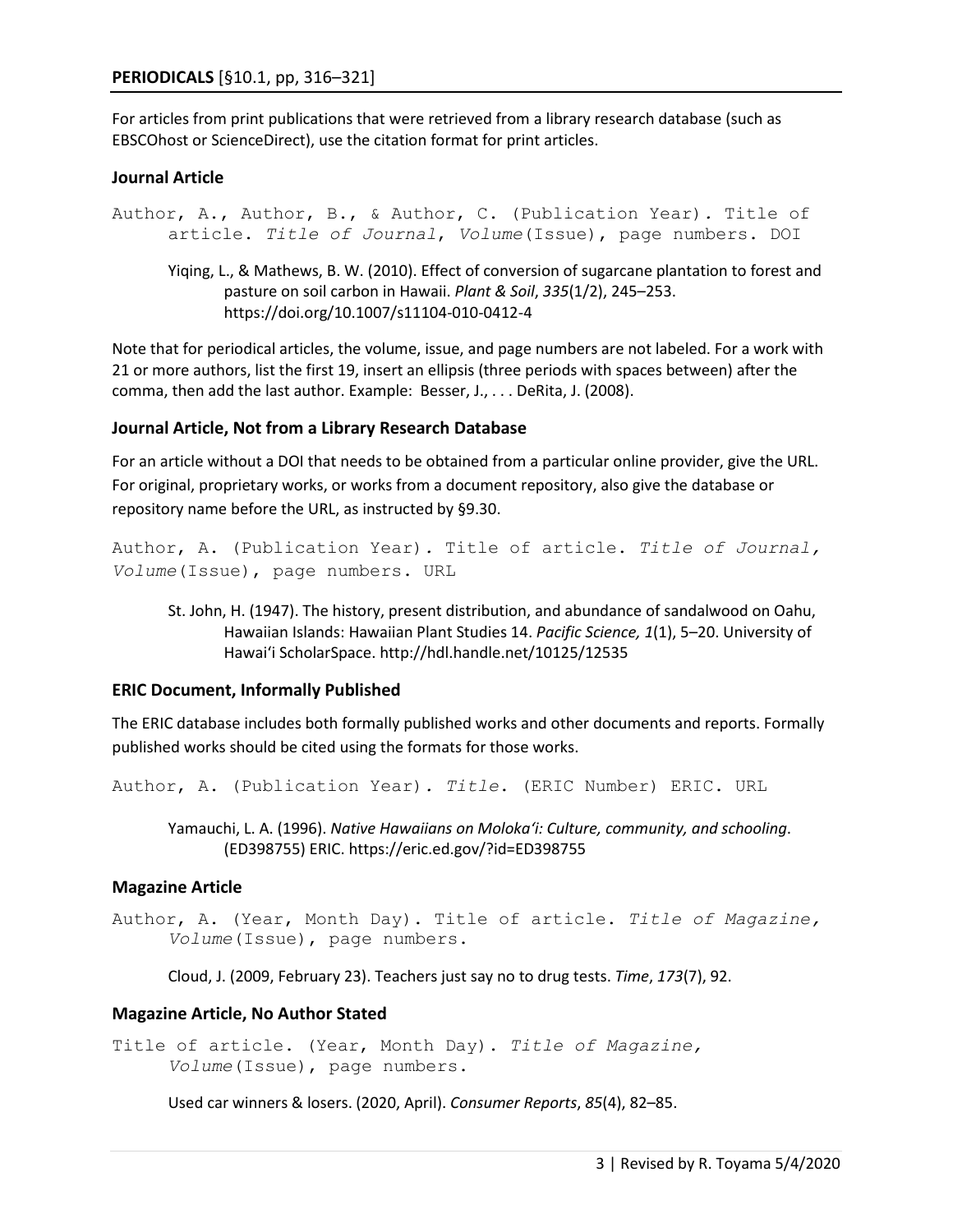## **PERIODICALS** [§10.1, pp, 316–321]

For articles from print publications that were retrieved from a library research database (such as EBSCOhost or ScienceDirect), use the citation format for print articles.

### Journal Article

Author, A., Author, B., & Author, C. (Publication Year). Title of article. *Title of Journal*, *Volume*(Issue), page numbers. DOI

> Yiqing, L., & Mathews, B. W. (2010). Effect of conversion of sugarcane plantation to forest and pasture on soil carbon in Hawaii. *Plant & Soil*, *335*(1/2), 245–253. https://doi.org/10.1007/s11104-010-0412-4

Note that for periodical articles, the volume, issue, and page numbers are not labeled. For a work with 21 or more authors, list the first 19, insert an ellipsis (three periods with spaces between) after the comma, then add the last author. Example: Besser, J., . . . DeRita, J. (2008).

### Journal Article, Not from a Library Research Database

For an article without a DOI that needs to be obtained from a particular online provider, give the URL. For original, proprietary works, or works from a document repository, also give the database or repository name before the URL, as instructed by §9.30.

Author, A. (Publication Year). Title of article. *Title of Journal, Volume*(Issue), page numbers. URL

> St. John, H. (1947). The history, present distribution, and abundance of sandalwood on Oahu, Hawaiian Islands: Hawaiian Plant Studies 14. *Pacific Science, 1*(1), 5–20. University of Hawaiʻi ScholarSpace. http://hdl.handle.net/10125/12535

### ERIC Document, Informally Published

The ERIC database includes both formally published works and other documents and reports. Formally published works should be cited using the formats for those works.

Author, A. (Publication Year). *Title*. (ERIC Number) ERIC. URL

> Yamauchi, L. A. (1996). *Native Hawaiians on Molokaʻi: Culture, community, and schooling*. (ED398755) ERIC. https://eric.ed.gov/?id=ED398755

### Magazine Article

Author, A. (Year, Month Day). Title of article. *Title of Magazine, Volume*(Issue), page numbers.

> Cloud, J. (2009, February 23). Teachers just say no to drug tests. *Time*, *173*(7), 92.

### Magazine Article, No Author Stated

Title of article. (Year, Month Day). *Title of Magazine, Volume*(Issue), page numbers.

> Used car winners & losers. (2020, April). *Consumer Reports*, *85*(4), 82–85.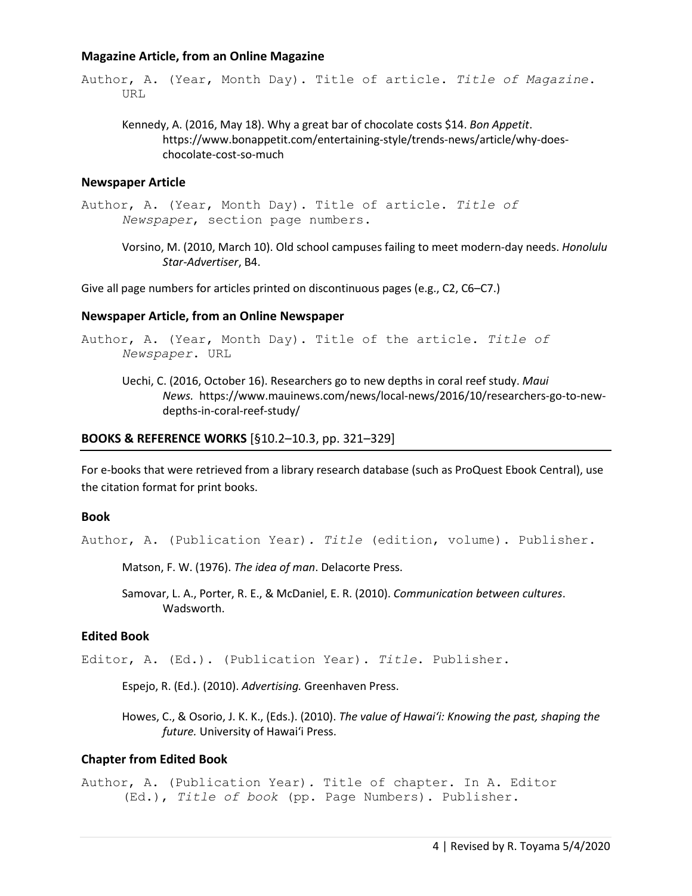### Magazine Article, from an Online Magazine

Author, A. (Year, Month Day). Title of article. *Title of Magazine*. URL

Kennedy, A. (2016, May 18). Why a great bar of chocolate costs $14. *Bon Appetit*. https://www.bonappetit.com/entertaining-style/trends-news/article/why-does-chocolate-cost-so-much

### Newspaper Article

Author, A. (Year, Month Day). Title of article. *Title of Newspaper*, section page numbers.

Vorsino, M. (2010, March 10). Old school campuses failing to meet modern-day needs. *Honolulu Star-Advertiser*, B4.

Give all page numbers for articles printed on discontinuous pages (e.g., C2, C6–C7.)

### Newspaper Article, from an Online Newspaper

Author, A. (Year, Month Day). Title of the article. *Title of Newspaper*. URL

Uechi, C. (2016, October 16). Researchers go to new depths in coral reef study. *Maui News.* https://www.mauinews.com/news/local-news/2016/10/researchers-go-to-new-depths-in-coral-reef-study/

## BOOKS & REFERENCE WORKS [§10.2–10.3, pp. 321–329]

For e-books that were retrieved from a library research database (such as ProQuest Ebook Central), use the citation format for print books.

### Book

Author, A. (Publication Year). *Title* (edition, volume). Publisher.

Matson, F. W. (1976). *The idea of man*. Delacorte Press.

Samovar, L. A., Porter, R. E., & McDaniel, E. R. (2010). *Communication between cultures*. Wadsworth.

### Edited Book

Editor, A. (Ed.). (Publication Year). *Title*. Publisher.

Espejo, R. (Ed.). (2010). *Advertising.* Greenhaven Press.

Howes, C., & Osorio, J. K. K., (Eds.). (2010). *The value of Hawaiʻi: Knowing the past, shaping the future.* University of Hawaiʻi Press.

### Chapter from Edited Book

Author, A. (Publication Year). Title of chapter. In A. Editor (Ed.), *Title of book* (pp. Page Numbers). Publisher.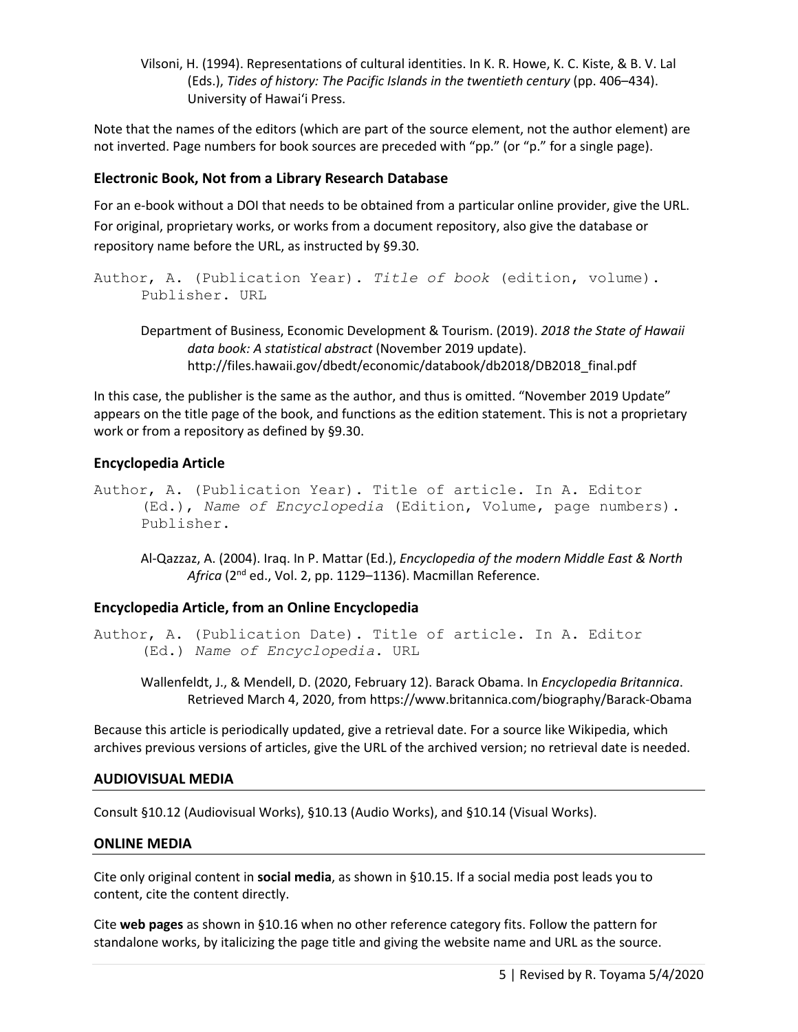Vilsoni, H. (1994). Representations of cultural identities. In K. R. Howe, K. C. Kiste, & B. V. Lal (Eds.), *Tides of history: The Pacific Islands in the twentieth century* (pp. 406–434). University of Hawaiʻi Press.

Note that the names of the editors (which are part of the source element, not the author element) are not inverted. Page numbers for book sources are preceded with "pp." (or "p." for a single page).

### Electronic Book, Not from a Library Research Database

For an e-book without a DOI that needs to be obtained from a particular online provider, give the URL. For original, proprietary works, or works from a document repository, also give the database or repository name before the URL, as instructed by §9.30.

```
Author, A. (Publication Year). Title of book (edition, volume).
     Publisher. URL
```

Department of Business, Economic Development & Tourism. (2019). *2018 the State of Hawaii data book: A statistical abstract* (November 2019 update). http://files.hawaii.gov/dbedt/economic/databook/db2018/DB2018_final.pdf

In this case, the publisher is the same as the author, and thus is omitted. "November 2019 Update" appears on the title page of the book, and functions as the edition statement. This is not a proprietary work or from a repository as defined by §9.30.

### Encyclopedia Article

```
Author, A. (Publication Year). Title of article. In A. Editor
     (Ed.), Name of Encyclopedia (Edition, Volume, page numbers).
     Publisher.
```

Al-Qazzaz, A. (2004). Iraq. In P. Mattar (Ed.), *Encyclopedia of the modern Middle East & North Africa* (2nd ed., Vol. 2, pp. 1129–1136). Macmillan Reference.

### Encyclopedia Article, from an Online Encyclopedia

```
Author, A. (Publication Date). Title of article. In A. Editor
     (Ed.) Name of Encyclopedia. URL
```

Wallenfeldt, J., & Mendell, D. (2020, February 12). Barack Obama. In *Encyclopedia Britannica*. Retrieved March 4, 2020, from https://www.britannica.com/biography/Barack-Obama

Because this article is periodically updated, give a retrieval date. For a source like Wikipedia, which archives previous versions of articles, give the URL of the archived version; no retrieval date is needed.

## AUDIOVISUAL MEDIA

Consult §10.12 (Audiovisual Works), §10.13 (Audio Works), and §10.14 (Visual Works).

## ONLINE MEDIA

Cite only original content in **social media**, as shown in §10.15. If a social media post leads you to content, cite the content directly.

Cite **web pages** as shown in §10.16 when no other reference category fits. Follow the pattern for standalone works, by italicizing the page title and giving the website name and URL as the source.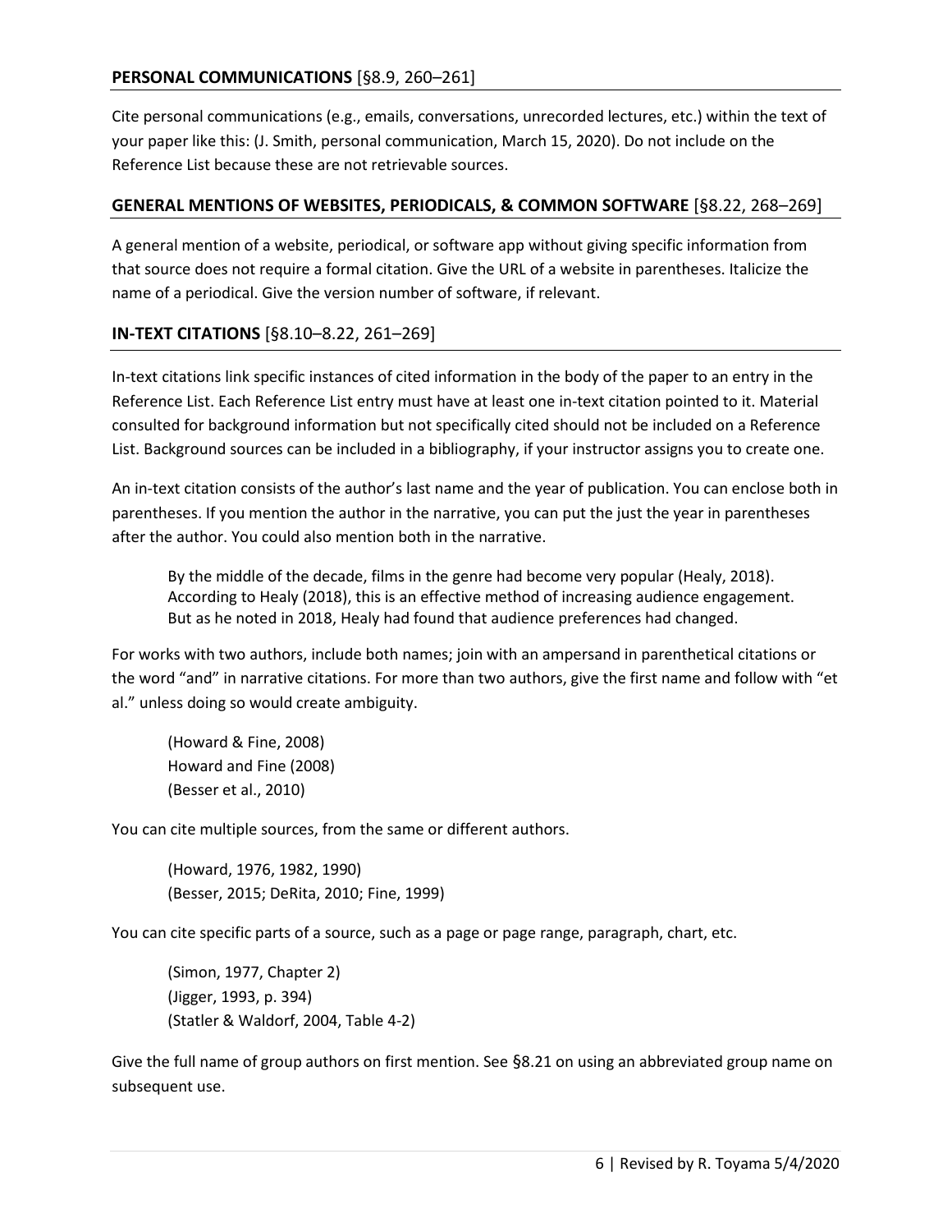## **PERSONAL COMMUNICATIONS** [§8.9, 260–261]

Cite personal communications (e.g., emails, conversations, unrecorded lectures, etc.) within the text of your paper like this: (J. Smith, personal communication, March 15, 2020). Do not include on the Reference List because these are not retrievable sources.

## **GENERAL MENTIONS OF WEBSITES, PERIODICALS, & COMMON SOFTWARE** [§8.22, 268–269]

A general mention of a website, periodical, or software app without giving specific information from that source does not require a formal citation. Give the URL of a website in parentheses. Italicize the name of a periodical. Give the version number of software, if relevant.

## **IN-TEXT CITATIONS** [§8.10–8.22, 261–269]

In-text citations link specific instances of cited information in the body of the paper to an entry in the Reference List. Each Reference List entry must have at least one in-text citation pointed to it. Material consulted for background information but not specifically cited should not be included on a Reference List. Background sources can be included in a bibliography, if your instructor assigns you to create one.

An in-text citation consists of the author's last name and the year of publication. You can enclose both in parentheses. If you mention the author in the narrative, you can put the just the year in parentheses after the author. You could also mention both in the narrative.

> By the middle of the decade, films in the genre had become very popular (Healy, 2018).
> According to Healy (2018), this is an effective method of increasing audience engagement.
> But as he noted in 2018, Healy had found that audience preferences had changed.

For works with two authors, include both names; join with an ampersand in parenthetical citations or the word "and" in narrative citations. For more than two authors, give the first name and follow with "et al." unless doing so would create ambiguity.

> (Howard & Fine, 2008)
> Howard and Fine (2008)
> (Besser et al., 2010)

You can cite multiple sources, from the same or different authors.

> (Howard, 1976, 1982, 1990)
> (Besser, 2015; DeRita, 2010; Fine, 1999)

You can cite specific parts of a source, such as a page or page range, paragraph, chart, etc.

> (Simon, 1977, Chapter 2)
> (Jigger, 1993, p. 394)
> (Statler & Waldorf, 2004, Table 4-2)

Give the full name of group authors on first mention. See §8.21 on using an abbreviated group name on subsequent use.